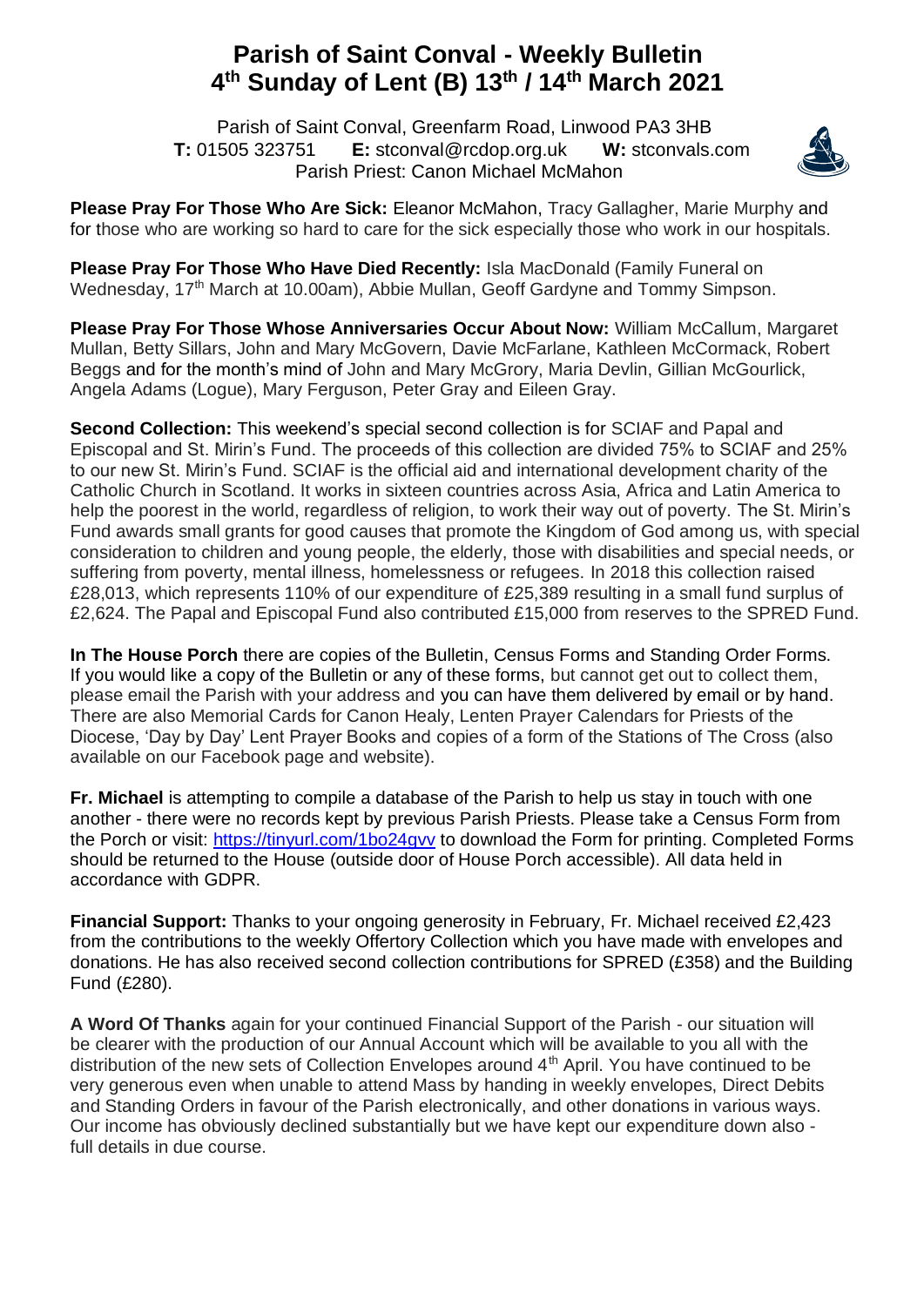# Parish of Saint Conval - Weekly Bulletin
## 4th Sunday of Lent (B) 13th / 14th March 2021

Parish of Saint Conval, Greenfarm Road, Linwood PA3 3HB
**T:** 01505 323751 **E:** stconval@rcdop.org.uk **W:** stconvals.com
Parish Priest: Canon Michael McMahon

**Please Pray For Those Who Are Sick:** Eleanor McMahon, Tracy Gallagher, Marie Murphy and for those who are working so hard to care for the sick especially those who work in our hospitals.

**Please Pray For Those Who Have Died Recently:** Isla MacDonald (Family Funeral on Wednesday, 17th March at 10.00am), Abbie Mullan, Geoff Gardyne and Tommy Simpson.

**Please Pray For Those Whose Anniversaries Occur About Now:** William McCallum, Margaret Mullan, Betty Sillars, John and Mary McGovern, Davie McFarlane, Kathleen McCormack, Robert Beggs and for the month's mind of John and Mary McGrory, Maria Devlin, Gillian McGourlick, Angela Adams (Logue), Mary Ferguson, Peter Gray and Eileen Gray.

**Second Collection:** This weekend's special second collection is for SCIAF and Papal and Episcopal and St. Mirin's Fund. The proceeds of this collection are divided 75% to SCIAF and 25% to our new St. Mirin's Fund. SCIAF is the official aid and international development charity of the Catholic Church in Scotland. It works in sixteen countries across Asia, Africa and Latin America to help the poorest in the world, regardless of religion, to work their way out of poverty. The St. Mirin's Fund awards small grants for good causes that promote the Kingdom of God among us, with special consideration to children and young people, the elderly, those with disabilities and special needs, or suffering from poverty, mental illness, homelessness or refugees. In 2018 this collection raised £28,013, which represents 110% of our expenditure of £25,389 resulting in a small fund surplus of £2,624. The Papal and Episcopal Fund also contributed £15,000 from reserves to the SPRED Fund.

**In The House Porch** there are copies of the Bulletin, Census Forms and Standing Order Forms. If you would like a copy of the Bulletin or any of these forms, but cannot get out to collect them, please email the Parish with your address and you can have them delivered by email or by hand. There are also Memorial Cards for Canon Healy, Lenten Prayer Calendars for Priests of the Diocese, 'Day by Day' Lent Prayer Books and copies of a form of the Stations of The Cross (also available on our Facebook page and website).

**Fr. Michael** is attempting to compile a database of the Parish to help us stay in touch with one another - there were no records kept by previous Parish Priests. Please take a Census Form from the Porch or visit: https://tinyurl.com/1bo24gvv to download the Form for printing. Completed Forms should be returned to the House (outside door of House Porch accessible). All data held in accordance with GDPR.

**Financial Support:** Thanks to your ongoing generosity in February, Fr. Michael received £2,423 from the contributions to the weekly Offertory Collection which you have made with envelopes and donations. He has also received second collection contributions for SPRED (£358) and the Building Fund (£280).

**A Word Of Thanks** again for your continued Financial Support of the Parish - our situation will be clearer with the production of our Annual Account which will be available to you all with the distribution of the new sets of Collection Envelopes around 4th April. You have continued to be very generous even when unable to attend Mass by handing in weekly envelopes, Direct Debits and Standing Orders in favour of the Parish electronically, and other donations in various ways. Our income has obviously declined substantially but we have kept our expenditure down also - full details in due course.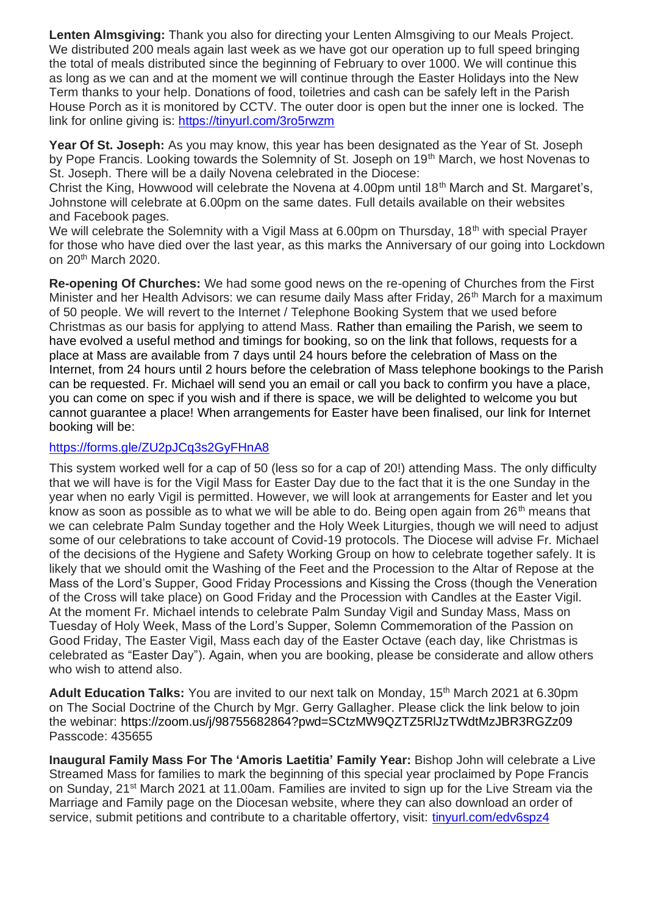**Lenten Almsgiving:** Thank you also for directing your Lenten Almsgiving to our Meals Project. We distributed 200 meals again last week as we have got our operation up to full speed bringing the total of meals distributed since the beginning of February to over 1000. We will continue this as long as we can and at the moment we will continue through the Easter Holidays into the New Term thanks to your help. Donations of food, toiletries and cash can be safely left in the Parish House Porch as it is monitored by CCTV. The outer door is open but the inner one is locked. The link for online giving is: https://tinyurl.com/3ro5rwzm

**Year Of St. Joseph:** As you may know, this year has been designated as the Year of St. Joseph by Pope Francis. Looking towards the Solemnity of St. Joseph on 19th March, we host Novenas to St. Joseph. There will be a daily Novena celebrated in the Diocese:

Christ the King, Howwood will celebrate the Novena at 4.00pm until 18th March and St. Margaret's, Johnstone will celebrate at 6.00pm on the same dates. Full details available on their websites and Facebook pages.

We will celebrate the Solemnity with a Vigil Mass at 6.00pm on Thursday, 18th with special Prayer for those who have died over the last year, as this marks the Anniversary of our going into Lockdown on 20th March 2020.

**Re-opening Of Churches:** We had some good news on the re-opening of Churches from the First Minister and her Health Advisors: we can resume daily Mass after Friday, 26th March for a maximum of 50 people. We will revert to the Internet / Telephone Booking System that we used before Christmas as our basis for applying to attend Mass. Rather than emailing the Parish, we seem to have evolved a useful method and timings for booking, so on the link that follows, requests for a place at Mass are available from 7 days until 24 hours before the celebration of Mass on the Internet, from 24 hours until 2 hours before the celebration of Mass telephone bookings to the Parish can be requested. Fr. Michael will send you an email or call you back to confirm you have a place, you can come on spec if you wish and if there is space, we will be delighted to welcome you but cannot guarantee a place! When arrangements for Easter have been finalised, our link for Internet booking will be:

https://forms.gle/ZU2pJCq3s2GyFHnA8

This system worked well for a cap of 50 (less so for a cap of 20!) attending Mass. The only difficulty that we will have is for the Vigil Mass for Easter Day due to the fact that it is the one Sunday in the year when no early Vigil is permitted. However, we will look at arrangements for Easter and let you know as soon as possible as to what we will be able to do. Being open again from 26th means that we can celebrate Palm Sunday together and the Holy Week Liturgies, though we will need to adjust some of our celebrations to take account of Covid-19 protocols. The Diocese will advise Fr. Michael of the decisions of the Hygiene and Safety Working Group on how to celebrate together safely. It is likely that we should omit the Washing of the Feet and the Procession to the Altar of Repose at the Mass of the Lord's Supper, Good Friday Processions and Kissing the Cross (though the Veneration of the Cross will take place) on Good Friday and the Procession with Candles at the Easter Vigil. At the moment Fr. Michael intends to celebrate Palm Sunday Vigil and Sunday Mass, Mass on Tuesday of Holy Week, Mass of the Lord's Supper, Solemn Commemoration of the Passion on Good Friday, The Easter Vigil, Mass each day of the Easter Octave (each day, like Christmas is celebrated as "Easter Day"). Again, when you are booking, please be considerate and allow others who wish to attend also.

**Adult Education Talks:** You are invited to our next talk on Monday, 15th March 2021 at 6.30pm on The Social Doctrine of the Church by Mgr. Gerry Gallagher. Please click the link below to join the webinar: https://zoom.us/j/98755682864?pwd=SCtzMW9QZTZ5RlJzTWdtMzJBR3RGZz09
Passcode: 435655

**Inaugural Family Mass For The 'Amoris Laetitia' Family Year:** Bishop John will celebrate a Live Streamed Mass for families to mark the beginning of this special year proclaimed by Pope Francis on Sunday, 21st March 2021 at 11.00am. Families are invited to sign up for the Live Stream via the Marriage and Family page on the Diocesan website, where they can also download an order of service, submit petitions and contribute to a charitable offertory, visit: tinyurl.com/edv6spz4